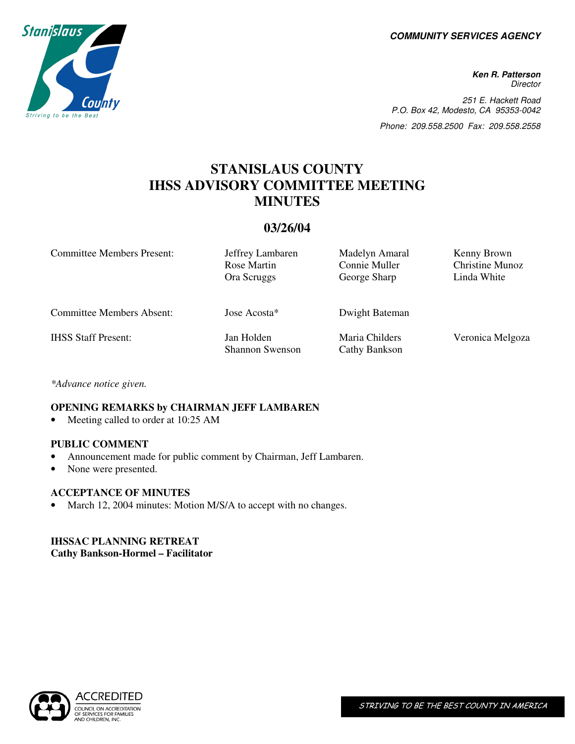**COMMUNITY SERVICES AGENCY**

**Ken R. Patterson**
Director

251 E. Hackett Road
P.O. Box 42, Modesto, CA 95353-0042

Phone: 209.558.2500 Fax: 209.558.2558

# STANISLAUS COUNTY IHSS ADVISORY COMMITTEE MEETING MINUTES

## 03/26/04

| | | | |
|---|---|---|---|
| Committee Members Present: | Jeffrey Lambaren<br>Rose Martin<br>Ora Scruggs | Madelyn Amaral<br>Connie Muller<br>George Sharp | Kenny Brown<br>Christine Munoz<br>Linda White |
| Committee Members Absent: | Jose Acosta* | Dwight Bateman | |
| IHSS Staff Present: | Jan Holden<br>Shannon Swenson | Maria Childers<br>Cathy Bankson | Veronica Melgoza |

*Advance notice given.*

### OPENING REMARKS by CHAIRMAN JEFF LAMBAREN

- Meeting called to order at 10:25 AM

### PUBLIC COMMENT

- Announcement made for public comment by Chairman, Jeff Lambaren.
- None were presented.

### ACCEPTANCE OF MINUTES

- March 12, 2004 minutes: Motion M/S/A to accept with no changes.

### IHSSAC PLANNING RETREAT
**Cathy Bankson-Hormel – Facilitator**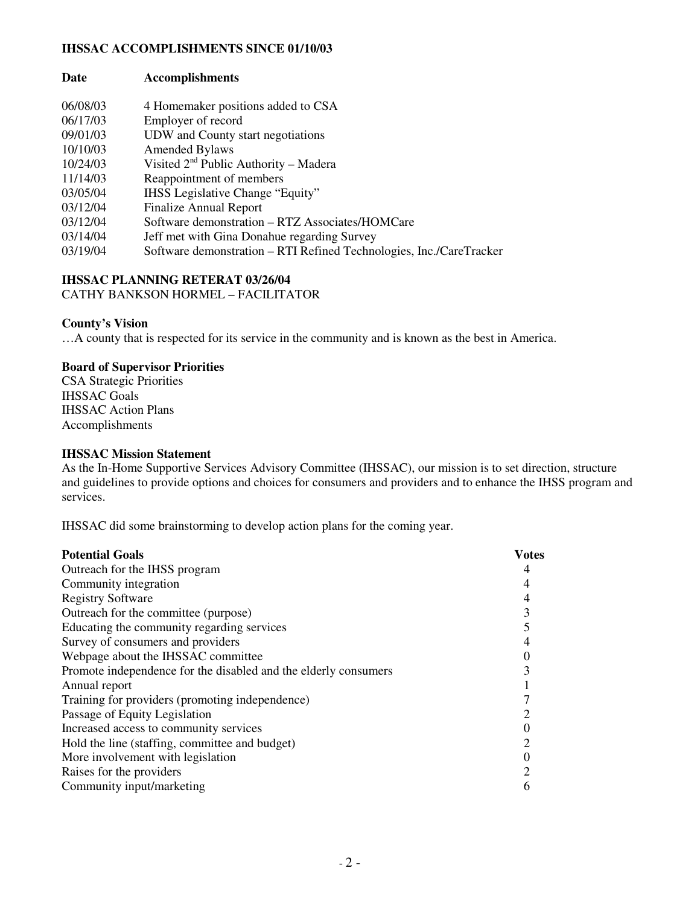**IHSSAC ACCOMPLISHMENTS SINCE 01/10/03**

| Date | Accomplishments |
|---|---|
| 06/08/03 | 4 Homemaker positions added to CSA |
| 06/17/03 | Employer of record |
| 09/01/03 | UDW and County start negotiations |
| 10/10/03 | Amended Bylaws |
| 10/24/03 | Visited 2nd Public Authority – Madera |
| 11/14/03 | Reappointment of members |
| 03/05/04 | IHSS Legislative Change "Equity" |
| 03/12/04 | Finalize Annual Report |
| 03/12/04 | Software demonstration – RTZ Associates/HOMCare |
| 03/14/04 | Jeff met with Gina Donahue regarding Survey |
| 03/19/04 | Software demonstration – RTI Refined Technologies, Inc./CareTracker |

**IHSSAC PLANNING RETERAT 03/26/04**
CATHY BANKSON HORMEL – FACILITATOR

**County's Vision**
…A county that is respected for its service in the community and is known as the best in America.

**Board of Supervisor Priorities**
CSA Strategic Priorities
IHSSAC Goals
IHSSAC Action Plans
Accomplishments

**IHSSAC Mission Statement**
As the In-Home Supportive Services Advisory Committee (IHSSAC), our mission is to set direction, structure and guidelines to provide options and choices for consumers and providers and to enhance the IHSS program and services.

IHSSAC did some brainstorming to develop action plans for the coming year.

| Potential Goals | Votes |
|---|---|
| Outreach for the IHSS program | 4 |
| Community integration | 4 |
| Registry Software | 4 |
| Outreach for the committee (purpose) | 3 |
| Educating the community regarding services | 5 |
| Survey of consumers and providers | 4 |
| Webpage about the IHSSAC committee | 0 |
| Promote independence for the disabled and the elderly consumers | 3 |
| Annual report | 1 |
| Training for providers (promoting independence) | 7 |
| Passage of Equity Legislation | 2 |
| Increased access to community services | 0 |
| Hold the line (staffing, committee and budget) | 2 |
| More involvement with legislation | 0 |
| Raises for the providers | 2 |
| Community input/marketing | 6 |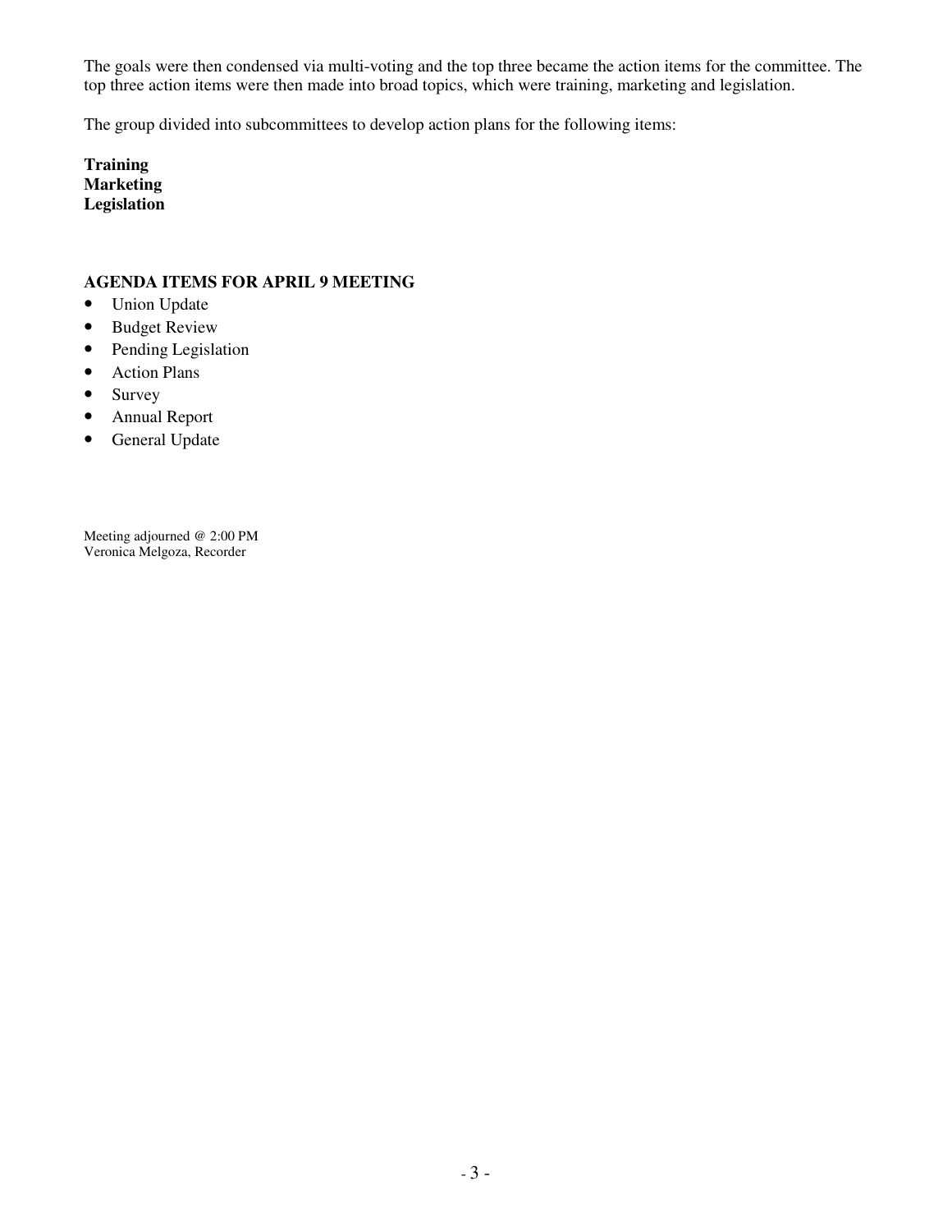The goals were then condensed via multi-voting and the top three became the action items for the committee. The top three action items were then made into broad topics, which were training, marketing and legislation.

The group divided into subcommittees to develop action plans for the following items:

**Training**
**Marketing**
**Legislation**

### AGENDA ITEMS FOR APRIL 9 MEETING

- Union Update
- Budget Review
- Pending Legislation
- Action Plans
- Survey
- Annual Report
- General Update

Meeting adjourned @ 2:00 PM
Veronica Melgoza, Recorder